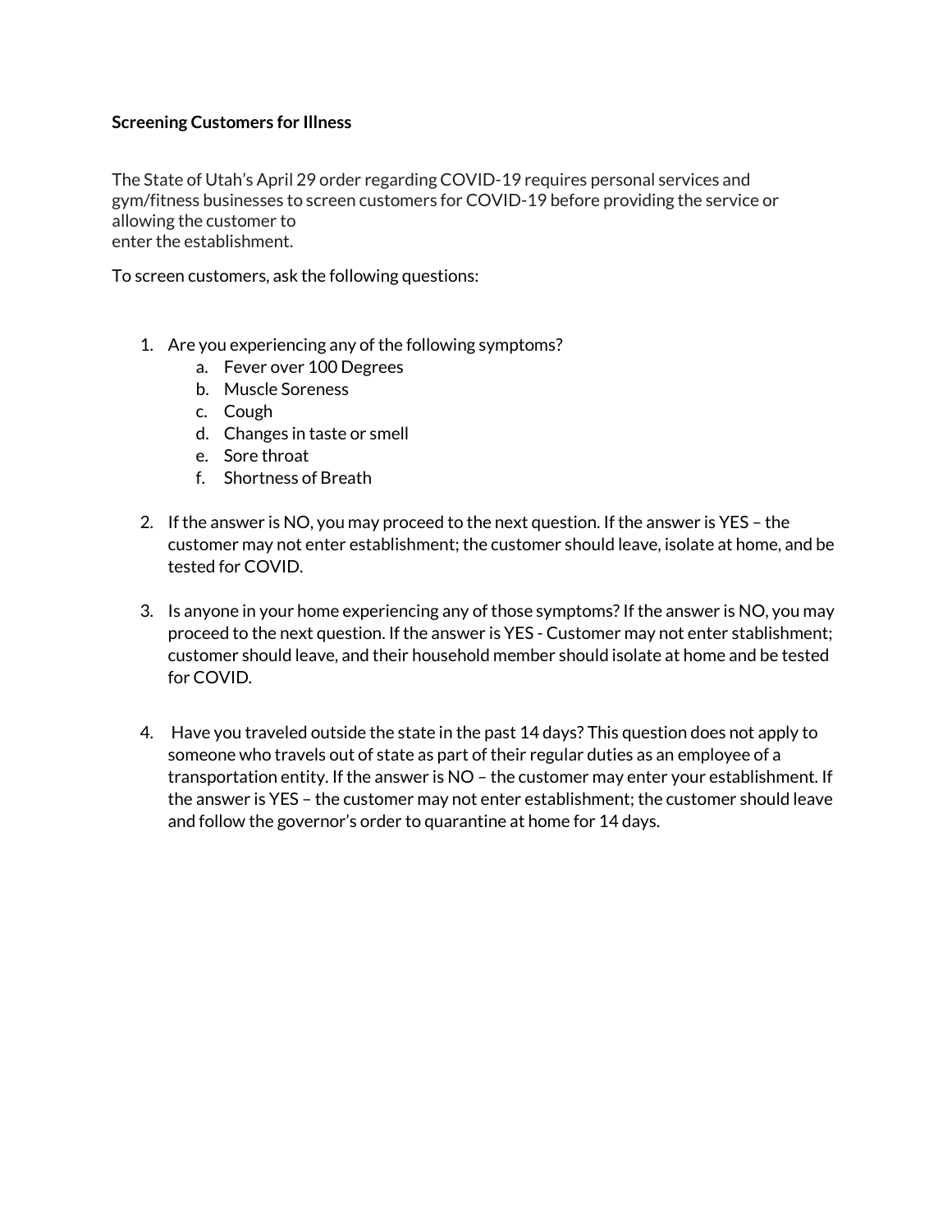**Screening Customers for Illness**

The State of Utah's April 29 order regarding COVID-19 requires personal services and gym/fitness businesses to screen customers for COVID-19 before providing the service or allowing the customer to enter the establishment.

To screen customers, ask the following questions:

1. Are you experiencing any of the following symptoms?
   a. Fever over 100 Degrees
   b. Muscle Soreness
   c. Cough
   d. Changes in taste or smell
   e. Sore throat
   f. Shortness of Breath

2. If the answer is NO, you may proceed to the next question. If the answer is YES – the customer may not enter establishment; the customer should leave, isolate at home, and be tested for COVID.

3. Is anyone in your home experiencing any of those symptoms? If the answer is NO, you may proceed to the next question. If the answer is YES - Customer may not enter stablishment; customer should leave, and their household member should isolate at home and be tested for COVID.

4. Have you traveled outside the state in the past 14 days? This question does not apply to someone who travels out of state as part of their regular duties as an employee of a transportation entity. If the answer is NO – the customer may enter your establishment. If the answer is YES – the customer may not enter establishment; the customer should leave and follow the governor's order to quarantine at home for 14 days.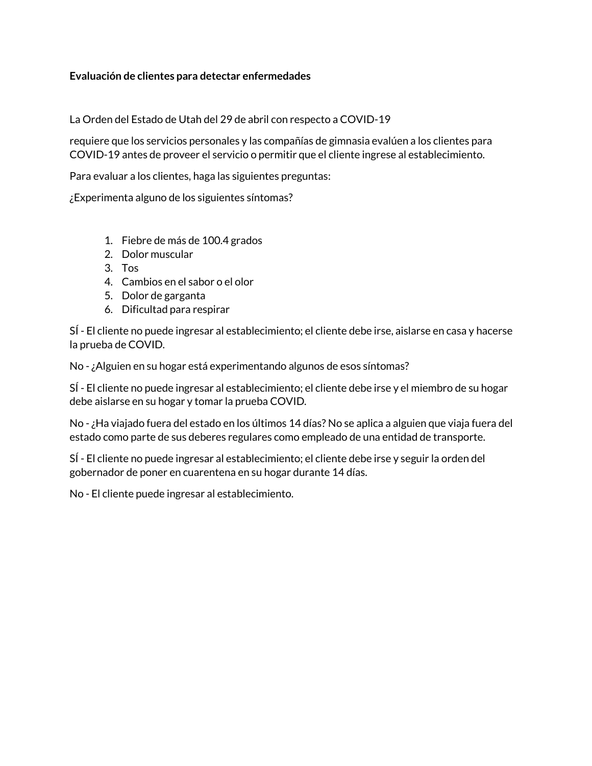**Evaluación de clientes para detectar enfermedades**

La Orden del Estado de Utah del 29 de abril con respecto a COVID-19

requiere que los servicios personales y las compañías de gimnasia evalúen a los clientes para COVID-19 antes de proveer el servicio o permitir que el cliente ingrese al establecimiento.

Para evaluar a los clientes, haga las siguientes preguntas:

¿Experimenta alguno de los siguientes síntomas?

1. Fiebre de más de 100.4 grados
2. Dolor muscular
3. Tos
4. Cambios en el sabor o el olor
5. Dolor de garganta
6. Dificultad para respirar

SÍ - El cliente no puede ingresar al establecimiento; el cliente debe irse, aislarse en casa y hacerse la prueba de COVID.

No - ¿Alguien en su hogar está experimentando algunos de esos síntomas?

SÍ - El cliente no puede ingresar al establecimiento; el cliente debe irse y el miembro de su hogar debe aislarse en su hogar y tomar la prueba COVID.

No - ¿Ha viajado fuera del estado en los últimos 14 días? No se aplica a alguien que viaja fuera del estado como parte de sus deberes regulares como empleado de una entidad de transporte.

SÍ - El cliente no puede ingresar al establecimiento; el cliente debe irse y seguir la orden del gobernador de poner en cuarentena en su hogar durante 14 días.

No - El cliente puede ingresar al establecimiento.